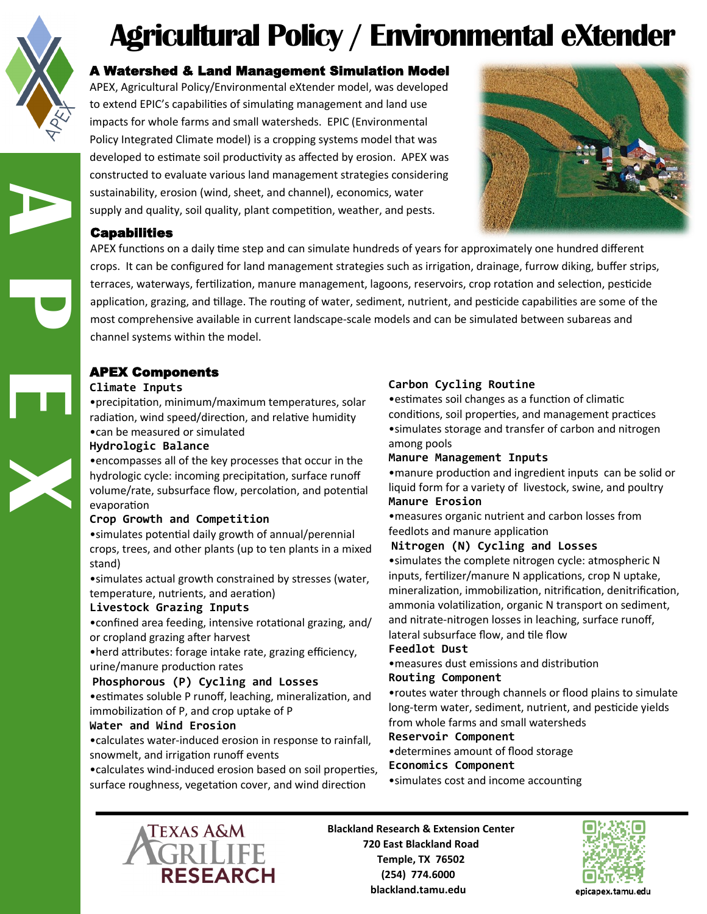# Agricultural Policy / Environmental eXtender

## A Watershed & Land Management Simulation Model

APEX, Agricultural Policy/Environmental eXtender model, was developed to extend EPIC's capabilities of simulating management and land use impacts for whole farms and small watersheds. EPIC (Environmental Policy Integrated Climate model) is a cropping systems model that was developed to estimate soil productivity as affected by erosion. APEX was constructed to evaluate various land management strategies considering sustainability, erosion (wind, sheet, and channel), economics, water supply and quality, soil quality, plant competition, weather, and pests.

## Capabilities

APEX functions on a daily time step and can simulate hundreds of years for approximately one hundred different crops. It can be configured for land management strategies such as irrigation, drainage, furrow diking, buffer strips, terraces, waterways, fertilization, manure management, lagoons, reservoirs, crop rotation and selection, pesticide application, grazing, and tillage. The routing of water, sediment, nutrient, and pesticide capabilities are some of the most comprehensive available in current landscape-scale models and can be simulated between subareas and channel systems within the model.

## APEX Components

### Climate Inputs

- precipitation, minimum/maximum temperatures, solar radiation, wind speed/direction, and relative humidity
- can be measured or simulated

### Hydrologic Balance

- encompasses all of the key processes that occur in the hydrologic cycle: incoming precipitation, surface runoff volume/rate, subsurface flow, percolation, and potential evaporation

### Crop Growth and Competition

- simulates potential daily growth of annual/perennial crops, trees, and other plants (up to ten plants in a mixed stand)
- simulates actual growth constrained by stresses (water, temperature, nutrients, and aeration)

### Livestock Grazing Inputs

- confined area feeding, intensive rotational grazing, and/or cropland grazing after harvest
- herd attributes: forage intake rate, grazing efficiency, urine/manure production rates

### Phosphorous (P) Cycling and Losses

- estimates soluble P runoff, leaching, mineralization, and immobilization of P, and crop uptake of P

### Water and Wind Erosion

- calculates water-induced erosion in response to rainfall, snowmelt, and irrigation runoff events
- calculates wind-induced erosion based on soil properties, surface roughness, vegetation cover, and wind direction

### Carbon Cycling Routine

- estimates soil changes as a function of climatic conditions, soil properties, and management practices
- simulates storage and transfer of carbon and nitrogen among pools

### Manure Management Inputs

- manure production and ingredient inputs can be solid or liquid form for a variety of livestock, swine, and poultry

### Manure Erosion

- measures organic nutrient and carbon losses from feedlots and manure application

### Nitrogen (N) Cycling and Losses

- simulates the complete nitrogen cycle: atmospheric N inputs, fertilizer/manure N applications, crop N uptake, mineralization, immobilization, nitrification, denitrification, ammonia volatilization, organic N transport on sediment, and nitrate-nitrogen losses in leaching, surface runoff, lateral subsurface flow, and tile flow

### Feedlot Dust

- measures dust emissions and distribution

### Routing Component

- routes water through channels or flood plains to simulate long-term water, sediment, nutrient, and pesticide yields from whole farms and small watersheds

### Reservoir Component

- determines amount of flood storage

### Economics Component

- simulates cost and income accounting

---

Texas A&M AgriLife Research

**Blackland Research & Extension Center**
**720 East Blackland Road**
**Temple, TX 76502**
**(254) 774.6000**
**blackland.tamu.edu**

epicapex.tamu.edu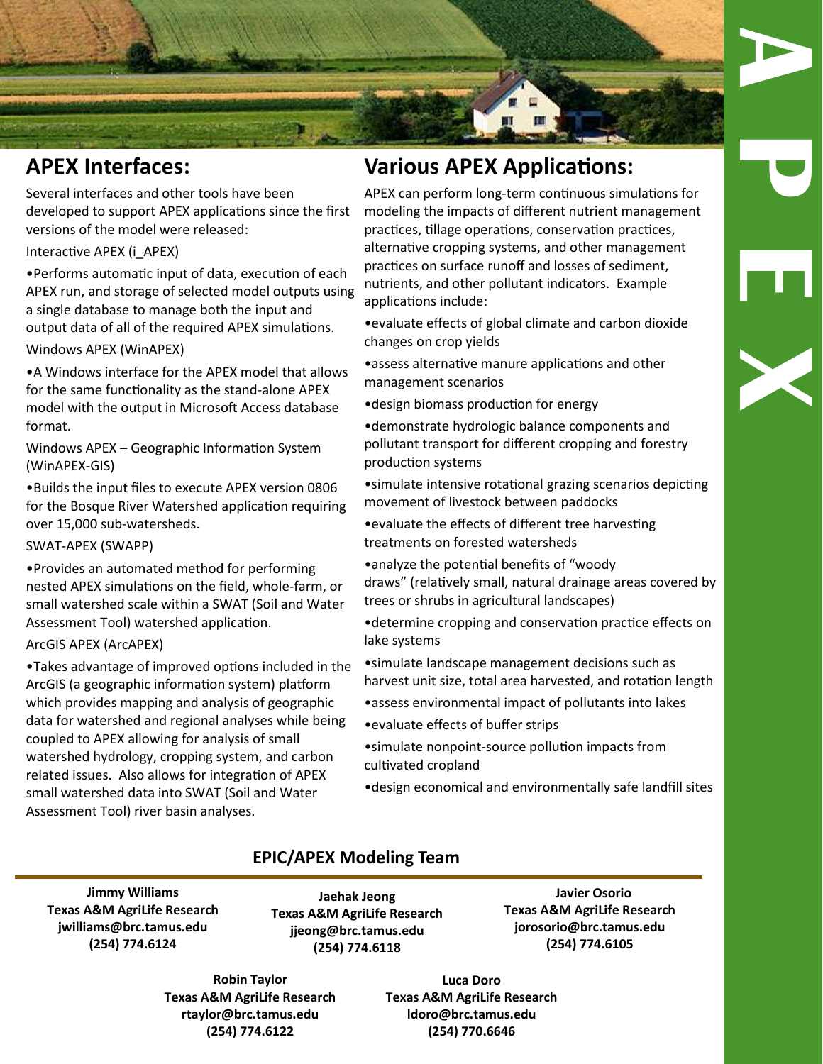## APEX Interfaces:

Several interfaces and other tools have been developed to support APEX applications since the first versions of the model were released:

Interactive APEX (i_APEX)

•Performs automatic input of data, execution of each APEX run, and storage of selected model outputs using a single database to manage both the input and output data of all of the required APEX simulations.

Windows APEX (WinAPEX)

•A Windows interface for the APEX model that allows for the same functionality as the stand-alone APEX model with the output in Microsoft Access database format.

Windows APEX – Geographic Information System (WinAPEX-GIS)

•Builds the input files to execute APEX version 0806 for the Bosque River Watershed application requiring over 15,000 sub-watersheds.

SWAT-APEX (SWAPP)

•Provides an automated method for performing nested APEX simulations on the field, whole-farm, or small watershed scale within a SWAT (Soil and Water Assessment Tool) watershed application.

ArcGIS APEX (ArcAPEX)

•Takes advantage of improved options included in the ArcGIS (a geographic information system) platform which provides mapping and analysis of geographic data for watershed and regional analyses while being coupled to APEX allowing for analysis of small watershed hydrology, cropping system, and carbon related issues. Also allows for integration of APEX small watershed data into SWAT (Soil and Water Assessment Tool) river basin analyses.

## Various APEX Applications:

APEX can perform long-term continuous simulations for modeling the impacts of different nutrient management practices, tillage operations, conservation practices, alternative cropping systems, and other management practices on surface runoff and losses of sediment, nutrients, and other pollutant indicators. Example applications include:

•evaluate effects of global climate and carbon dioxide changes on crop yields

•assess alternative manure applications and other management scenarios

•design biomass production for energy

•demonstrate hydrologic balance components and pollutant transport for different cropping and forestry production systems

•simulate intensive rotational grazing scenarios depicting movement of livestock between paddocks

•evaluate the effects of different tree harvesting treatments on forested watersheds

•analyze the potential benefits of "woody draws" (relatively small, natural drainage areas covered by trees or shrubs in agricultural landscapes)

•determine cropping and conservation practice effects on lake systems

•simulate landscape management decisions such as harvest unit size, total area harvested, and rotation length

•assess environmental impact of pollutants into lakes

•evaluate effects of buffer strips

•simulate nonpoint-source pollution impacts from cultivated cropland

•design economical and environmentally safe landfill sites

## EPIC/APEX Modeling Team

**Jimmy Williams**
**Texas A&M AgriLife Research**
**jwilliams@brc.tamus.edu**
**(254) 774.6124**

**Jaehak Jeong**
**Texas A&M AgriLife Research**
**jjeong@brc.tamus.edu**
**(254) 774.6118**

**Javier Osorio**
**Texas A&M AgriLife Research**
**jorosorio@brc.tamus.edu**
**(254) 774.6105**

**Robin Taylor**
**Texas A&M AgriLife Research**
**rtaylor@brc.tamus.edu**
**(254) 774.6122**

**Luca Doro**
**Texas A&M AgriLife Research**
**ldoro@brc.tamus.edu**
**(254) 770.6646**

APEX